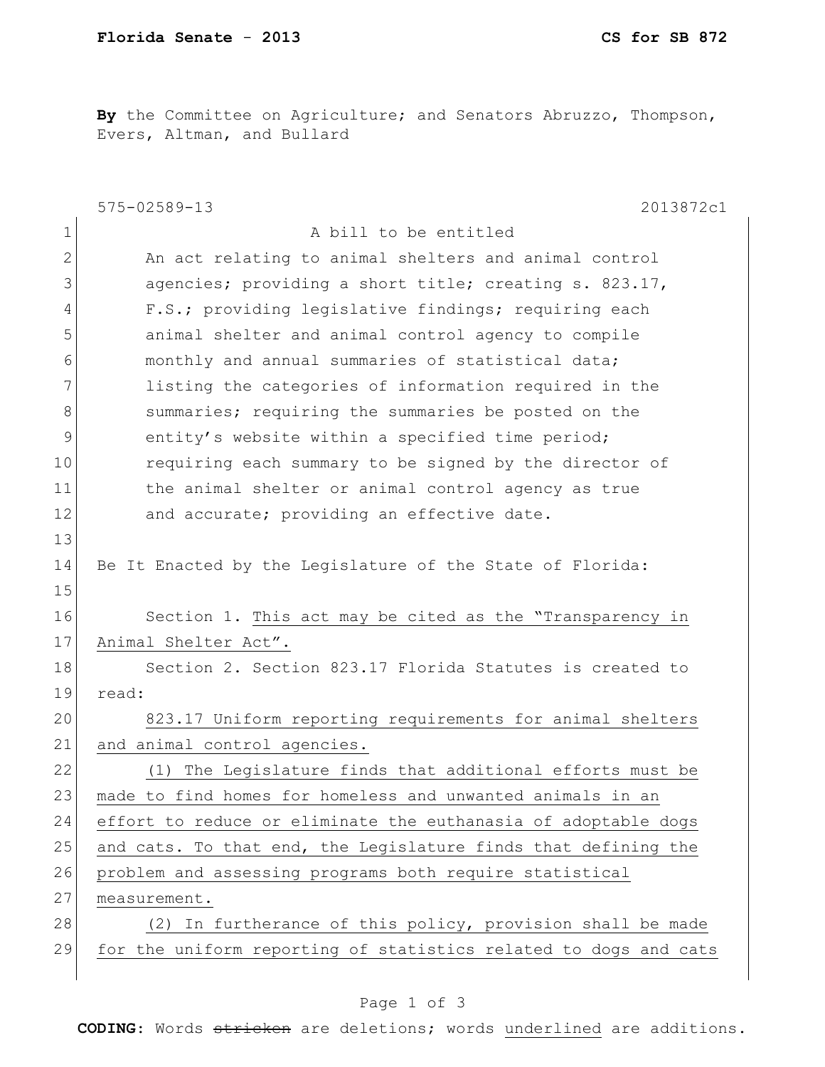**By** the Committee on Agriculture; and Senators Abruzzo, Thompson, Evers, Altman, and Bullard

575-02589-13 2013872c1

A bill to be entitled

An act relating to animal shelters and animal control agencies; providing a short title; creating s. 823.17, F.S.; providing legislative findings; requiring each animal shelter and animal control agency to compile monthly and annual summaries of statistical data; listing the categories of information required in the summaries; requiring the summaries be posted on the entity's website within a specified time period; requiring each summary to be signed by the director of the animal shelter or animal control agency as true and accurate; providing an effective date.

Be It Enacted by the Legislature of the State of Florida:

Section 1. <u>This act may be cited as the "Transparency in Animal Shelter Act".</u>

Section 2. Section 823.17 Florida Statutes is created to read:

<u>823.17 Uniform reporting requirements for animal shelters and animal control agencies.</u>

<u>(1) The Legislature finds that additional efforts must be made to find homes for homeless and unwanted animals in an effort to reduce or eliminate the euthanasia of adoptable dogs and cats. To that end, the Legislature finds that defining the problem and assessing programs both require statistical measurement.</u>

<u>(2) In furtherance of this policy, provision shall be made for the uniform reporting of statistics related to dogs and cats</u>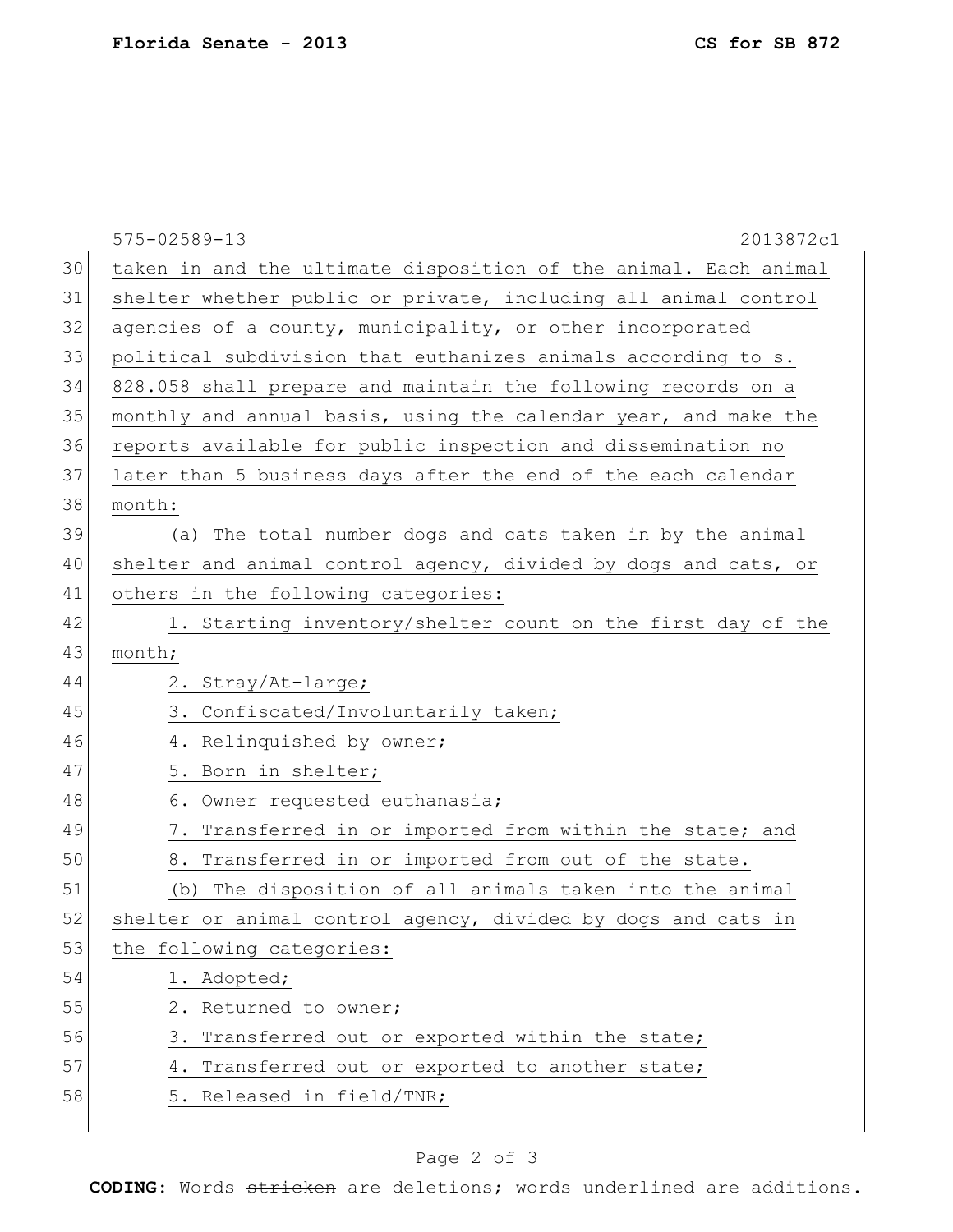575-02589-13 2013872c1

taken in and the ultimate disposition of the animal. Each animal shelter whether public or private, including all animal control agencies of a county, municipality, or other incorporated political subdivision that euthanizes animals according to s. 828.058 shall prepare and maintain the following records on a monthly and annual basis, using the calendar year, and make the reports available for public inspection and dissemination no later than 5 business days after the end of the each calendar month:

(a) The total number dogs and cats taken in by the animal shelter and animal control agency, divided by dogs and cats, or others in the following categories:

1. Starting inventory/shelter count on the first day of the month;
2. Stray/At-large;
3. Confiscated/Involuntarily taken;
4. Relinquished by owner;
5. Born in shelter;
6. Owner requested euthanasia;
7. Transferred in or imported from within the state; and
8. Transferred in or imported from out of the state.

(b) The disposition of all animals taken into the animal shelter or animal control agency, divided by dogs and cats in the following categories:

1. Adopted;
2. Returned to owner;
3. Transferred out or exported within the state;
4. Transferred out or exported to another state;
5. Released in field/TNR;

**CODING:** Words stricken are deletions; words underlined are additions.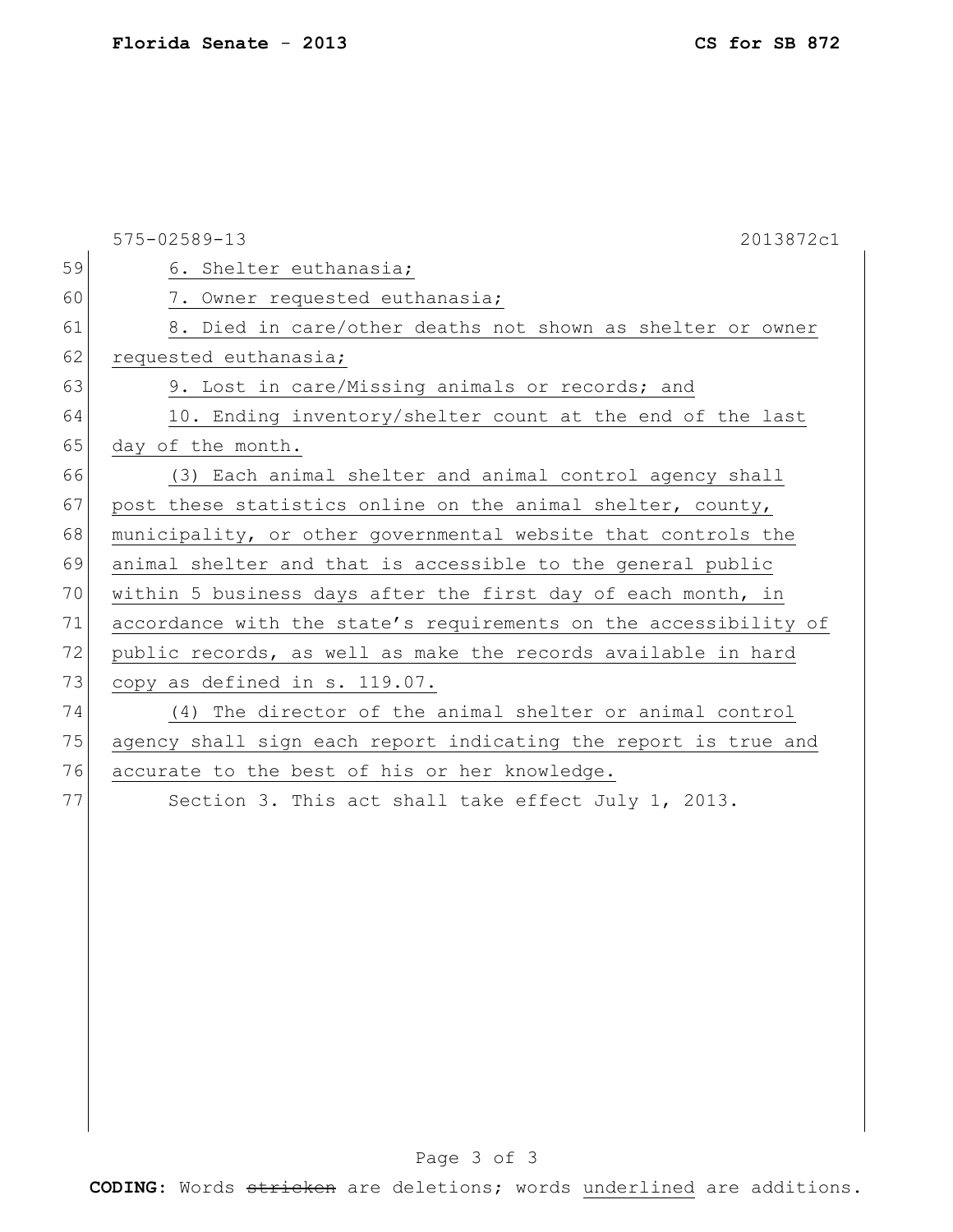6. Shelter euthanasia;

7. Owner requested euthanasia;

8. Died in care/other deaths not shown as shelter or owner requested euthanasia;

9. Lost in care/Missing animals or records; and

10. Ending inventory/shelter count at the end of the last day of the month.

(3) Each animal shelter and animal control agency shall post these statistics online on the animal shelter, county, municipality, or other governmental website that controls the animal shelter and that is accessible to the general public within 5 business days after the first day of each month, in accordance with the state's requirements on the accessibility of public records, as well as make the records available in hard copy as defined in s. 119.07.

(4) The director of the animal shelter or animal control agency shall sign each report indicating the report is true and accurate to the best of his or her knowledge.

Section 3. This act shall take effect July 1, 2013.